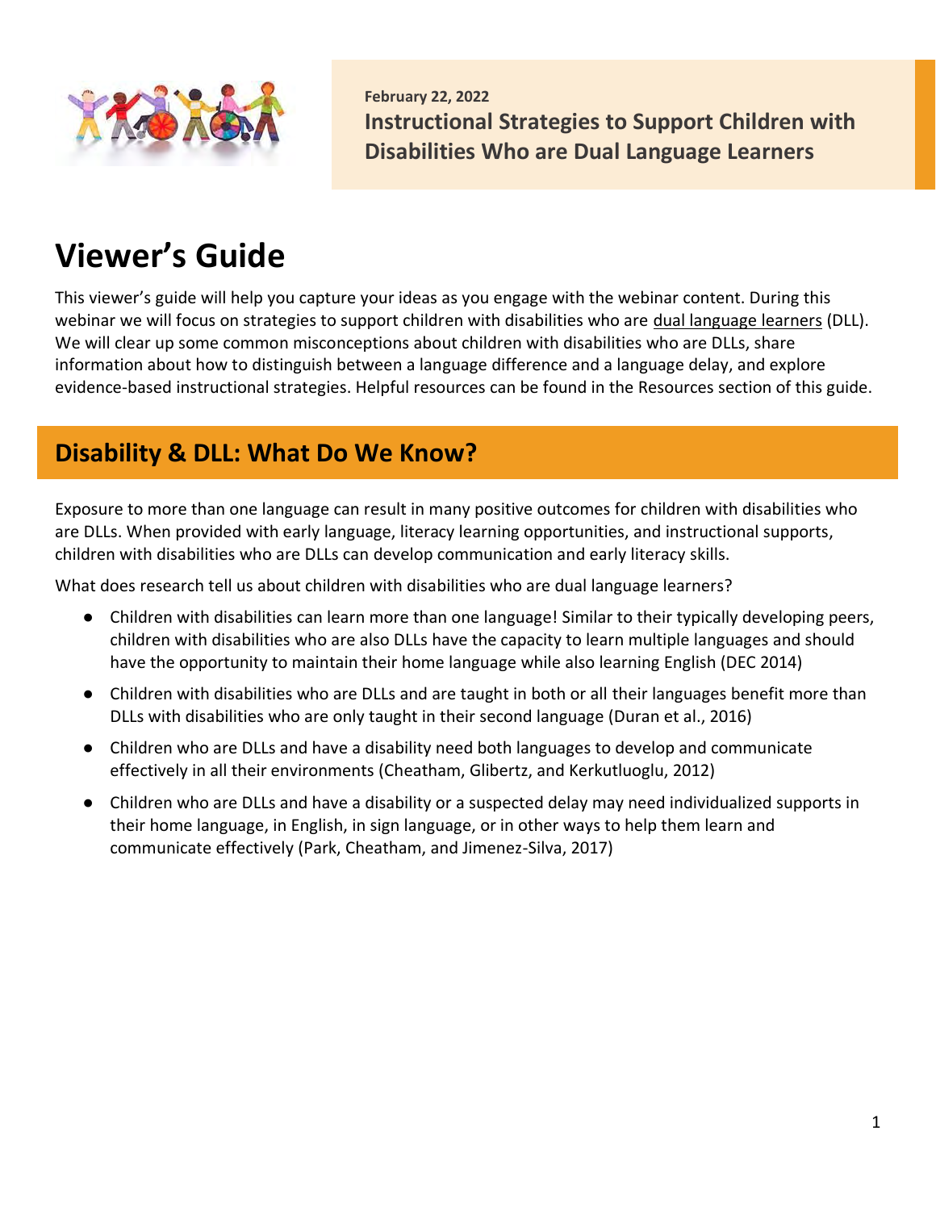February 22, 2022

**Instructional Strategies to Support Children with Disabilities Who are Dual Language Learners**

# Viewer's Guide

This viewer's guide will help you capture your ideas as you engage with the webinar content. During this webinar we will focus on strategies to support children with disabilities who are dual language learners (DLL). We will clear up some common misconceptions about children with disabilities who are DLLs, share information about how to distinguish between a language difference and a language delay, and explore evidence-based instructional strategies. Helpful resources can be found in the Resources section of this guide.

## Disability & DLL: What Do We Know?

Exposure to more than one language can result in many positive outcomes for children with disabilities who are DLLs. When provided with early language, literacy learning opportunities, and instructional supports, children with disabilities who are DLLs can develop communication and early literacy skills.

What does research tell us about children with disabilities who are dual language learners?

- Children with disabilities can learn more than one language! Similar to their typically developing peers, children with disabilities who are also DLLs have the capacity to learn multiple languages and should have the opportunity to maintain their home language while also learning English (DEC 2014)
- Children with disabilities who are DLLs and are taught in both or all their languages benefit more than DLLs with disabilities who are only taught in their second language (Duran et al., 2016)
- Children who are DLLs and have a disability need both languages to develop and communicate effectively in all their environments (Cheatham, Glibertz, and Kerkutluoglu, 2012)
- Children who are DLLs and have a disability or a suspected delay may need individualized supports in their home language, in English, in sign language, or in other ways to help them learn and communicate effectively (Park, Cheatham, and Jimenez-Silva, 2017)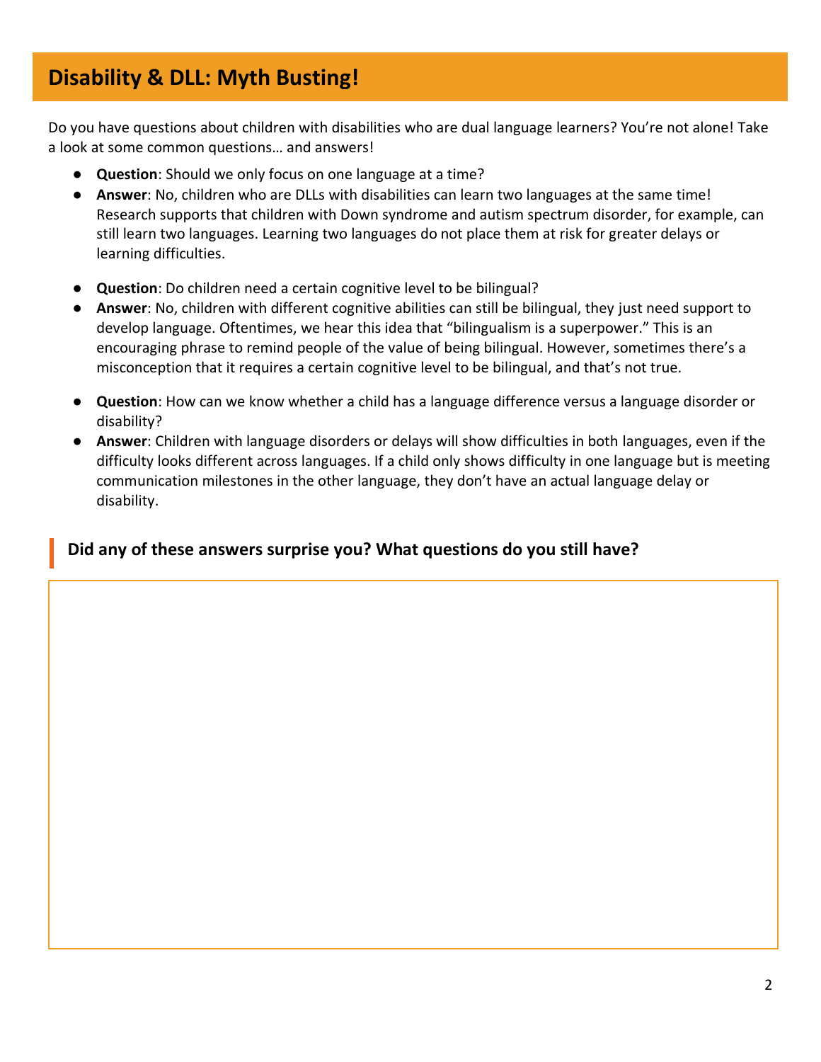# Disability & DLL: Myth Busting!

Do you have questions about children with disabilities who are dual language learners? You're not alone! Take a look at some common questions… and answers!

- **Question**: Should we only focus on one language at a time?
- **Answer**: No, children who are DLLs with disabilities can learn two languages at the same time! Research supports that children with Down syndrome and autism spectrum disorder, for example, can still learn two languages. Learning two languages do not place them at risk for greater delays or learning difficulties.

- **Question**: Do children need a certain cognitive level to be bilingual?
- **Answer**: No, children with different cognitive abilities can still be bilingual, they just need support to develop language. Oftentimes, we hear this idea that "bilingualism is a superpower." This is an encouraging phrase to remind people of the value of being bilingual. However, sometimes there's a misconception that it requires a certain cognitive level to be bilingual, and that's not true.

- **Question**: How can we know whether a child has a language difference versus a language disorder or disability?
- **Answer**: Children with language disorders or delays will show difficulties in both languages, even if the difficulty looks different across languages. If a child only shows difficulty in one language but is meeting communication milestones in the other language, they don't have an actual language delay or disability.

### Did any of these answers surprise you? What questions do you still have?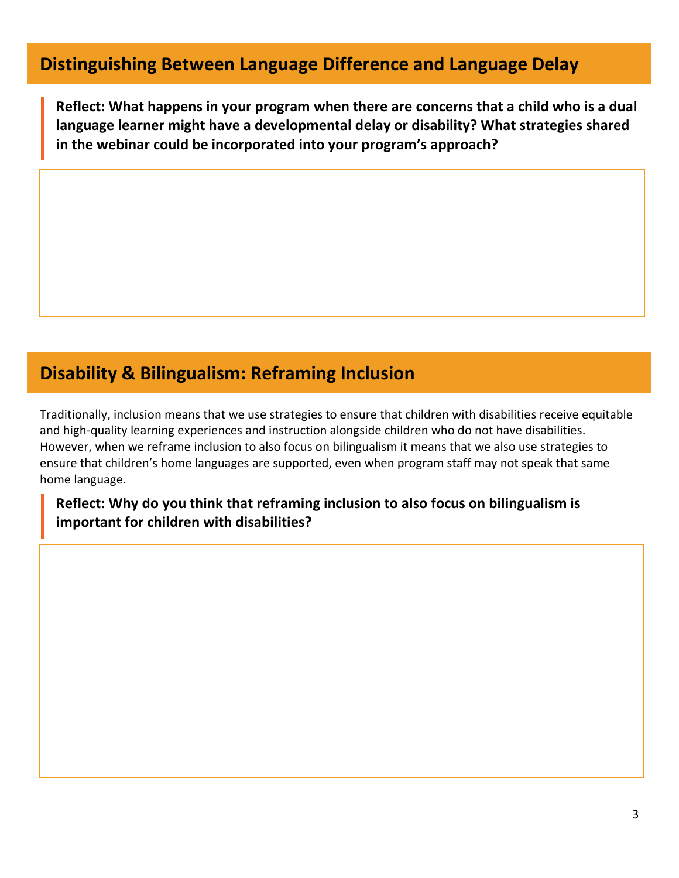## Distinguishing Between Language Difference and Language Delay

**Reflect: What happens in your program when there are concerns that a child who is a dual language learner might have a developmental delay or disability? What strategies shared in the webinar could be incorporated into your program's approach?**

## Disability & Bilingualism: Reframing Inclusion

Traditionally, inclusion means that we use strategies to ensure that children with disabilities receive equitable and high-quality learning experiences and instruction alongside children who do not have disabilities. However, when we reframe inclusion to also focus on bilingualism it means that we also use strategies to ensure that children's home languages are supported, even when program staff may not speak that same home language.

**Reflect: Why do you think that reframing inclusion to also focus on bilingualism is important for children with disabilities?**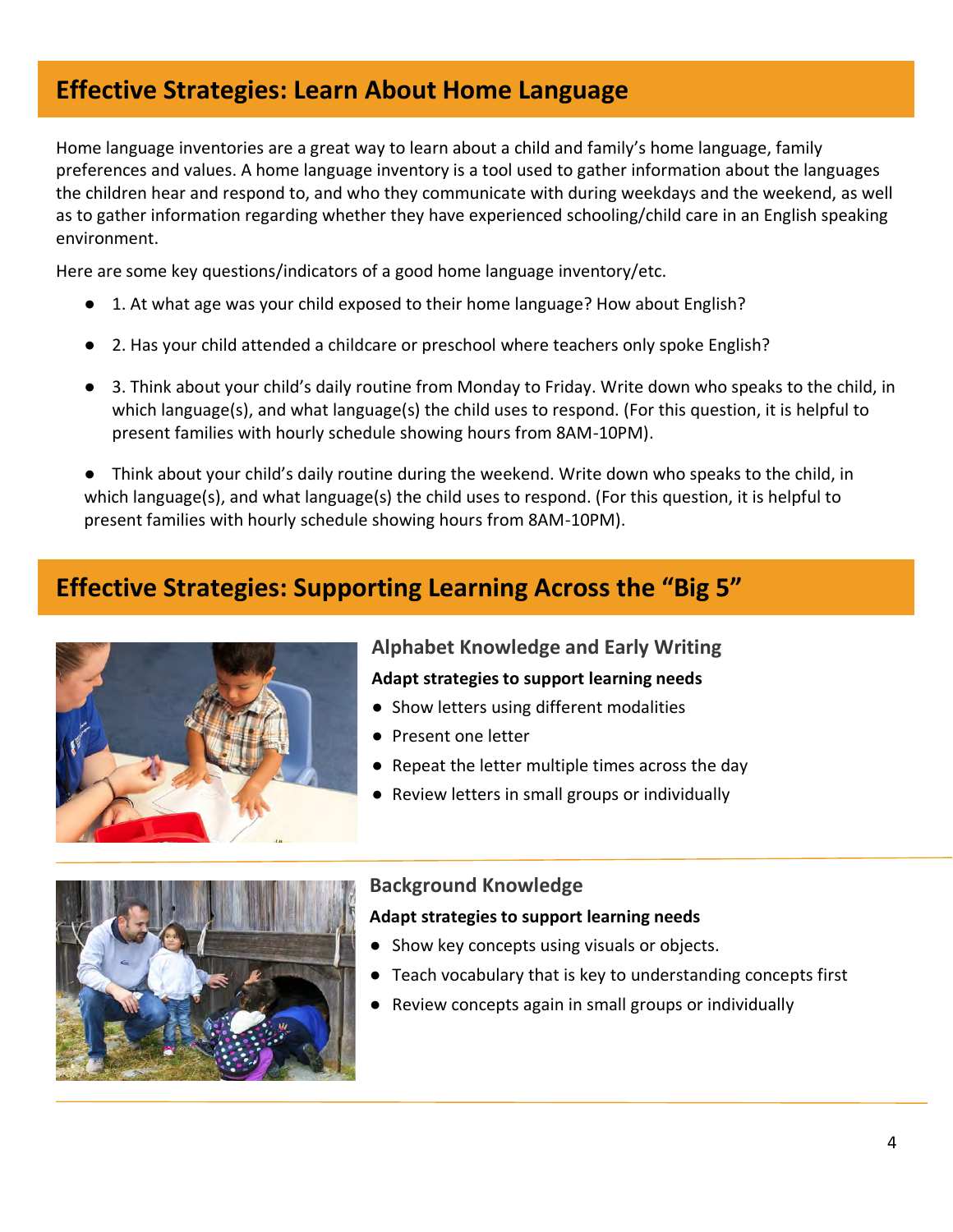## Effective Strategies: Learn About Home Language

Home language inventories are a great way to learn about a child and family's home language, family preferences and values. A home language inventory is a tool used to gather information about the languages the children hear and respond to, and who they communicate with during weekdays and the weekend, as well as to gather information regarding whether they have experienced schooling/child care in an English speaking environment.

Here are some key questions/indicators of a good home language inventory/etc.

- 1. At what age was your child exposed to their home language? How about English?
- 2. Has your child attended a childcare or preschool where teachers only spoke English?
- 3. Think about your child's daily routine from Monday to Friday. Write down who speaks to the child, in which language(s), and what language(s) the child uses to respond. (For this question, it is helpful to present families with hourly schedule showing hours from 8AM-10PM).
- Think about your child's daily routine during the weekend. Write down who speaks to the child, in which language(s), and what language(s) the child uses to respond. (For this question, it is helpful to present families with hourly schedule showing hours from 8AM-10PM).

## Effective Strategies: Supporting Learning Across the "Big 5"

### Alphabet Knowledge and Early Writing

**Adapt strategies to support learning needs**

- Show letters using different modalities
- Present one letter
- Repeat the letter multiple times across the day
- Review letters in small groups or individually

### Background Knowledge

**Adapt strategies to support learning needs**

- Show key concepts using visuals or objects.
- Teach vocabulary that is key to understanding concepts first
- Review concepts again in small groups or individually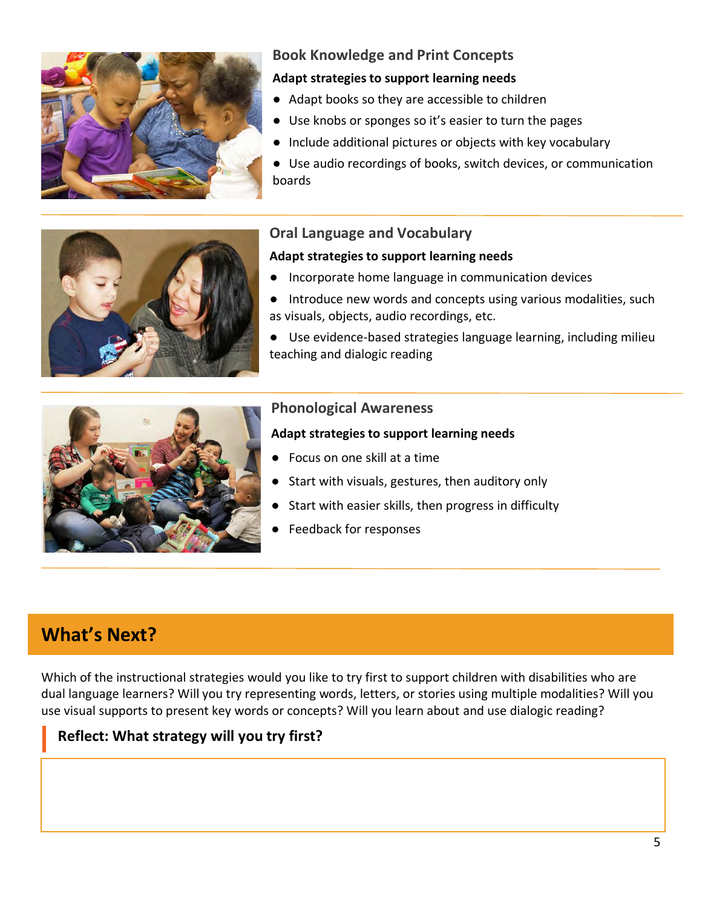### Book Knowledge and Print Concepts

**Adapt strategies to support learning needs**

- Adapt books so they are accessible to children
- Use knobs or sponges so it's easier to turn the pages
- Include additional pictures or objects with key vocabulary
- Use audio recordings of books, switch devices, or communication boards

### Oral Language and Vocabulary

**Adapt strategies to support learning needs**

- Incorporate home language in communication devices
- Introduce new words and concepts using various modalities, such as visuals, objects, audio recordings, etc.
- Use evidence-based strategies language learning, including milieu teaching and dialogic reading

### Phonological Awareness

**Adapt strategies to support learning needs**

- Focus on one skill at a time
- Start with visuals, gestures, then auditory only
- Start with easier skills, then progress in difficulty
- Feedback for responses

## What's Next?

Which of the instructional strategies would you like to try first to support children with disabilities who are dual language learners? Will you try representing words, letters, or stories using multiple modalities? Will you use visual supports to present key words or concepts? Will you learn about and use dialogic reading?

**Reflect: What strategy will you try first?**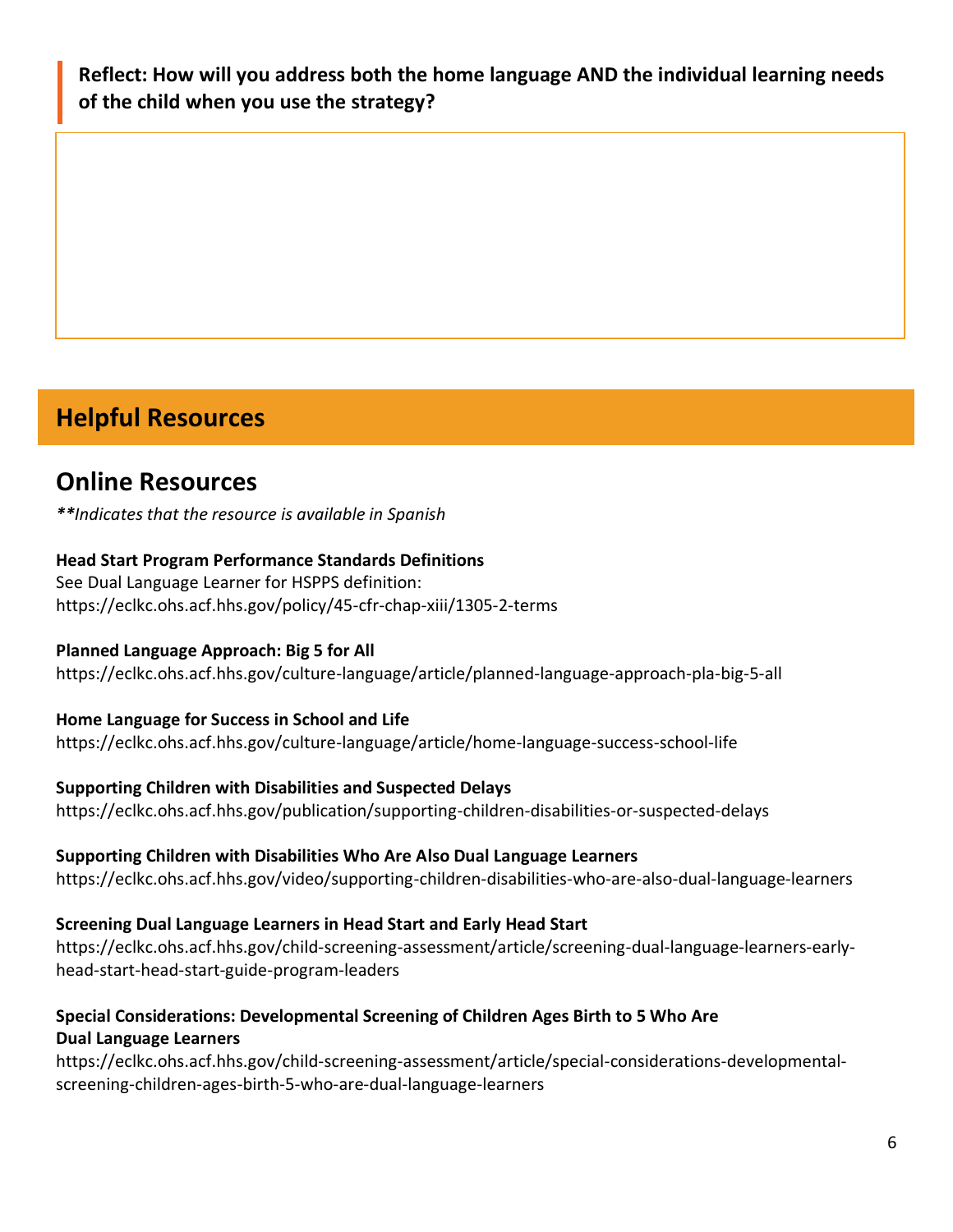**Reflect: How will you address both the home language AND the individual learning needs of the child when you use the strategy?**

## Helpful Resources

### Online Resources

***\*Indicates that the resource is available in Spanish*

**Head Start Program Performance Standards Definitions**
See Dual Language Learner for HSPPS definition:
https://eclkc.ohs.acf.hhs.gov/policy/45-cfr-chap-xiii/1305-2-terms

**Planned Language Approach: Big 5 for All**
https://eclkc.ohs.acf.hhs.gov/culture-language/article/planned-language-approach-pla-big-5-all

**Home Language for Success in School and Life**
https://eclkc.ohs.acf.hhs.gov/culture-language/article/home-language-success-school-life

**Supporting Children with Disabilities and Suspected Delays**
https://eclkc.ohs.acf.hhs.gov/publication/supporting-children-disabilities-or-suspected-delays

**Supporting Children with Disabilities Who Are Also Dual Language Learners**
https://eclkc.ohs.acf.hhs.gov/video/supporting-children-disabilities-who-are-also-dual-language-learners

**Screening Dual Language Learners in Head Start and Early Head Start**
https://eclkc.ohs.acf.hhs.gov/child-screening-assessment/article/screening-dual-language-learners-early-head-start-head-start-guide-program-leaders

**Special Considerations: Developmental Screening of Children Ages Birth to 5 Who Are Dual Language Learners**
https://eclkc.ohs.acf.hhs.gov/child-screening-assessment/article/special-considerations-developmental-screening-children-ages-birth-5-who-are-dual-language-learners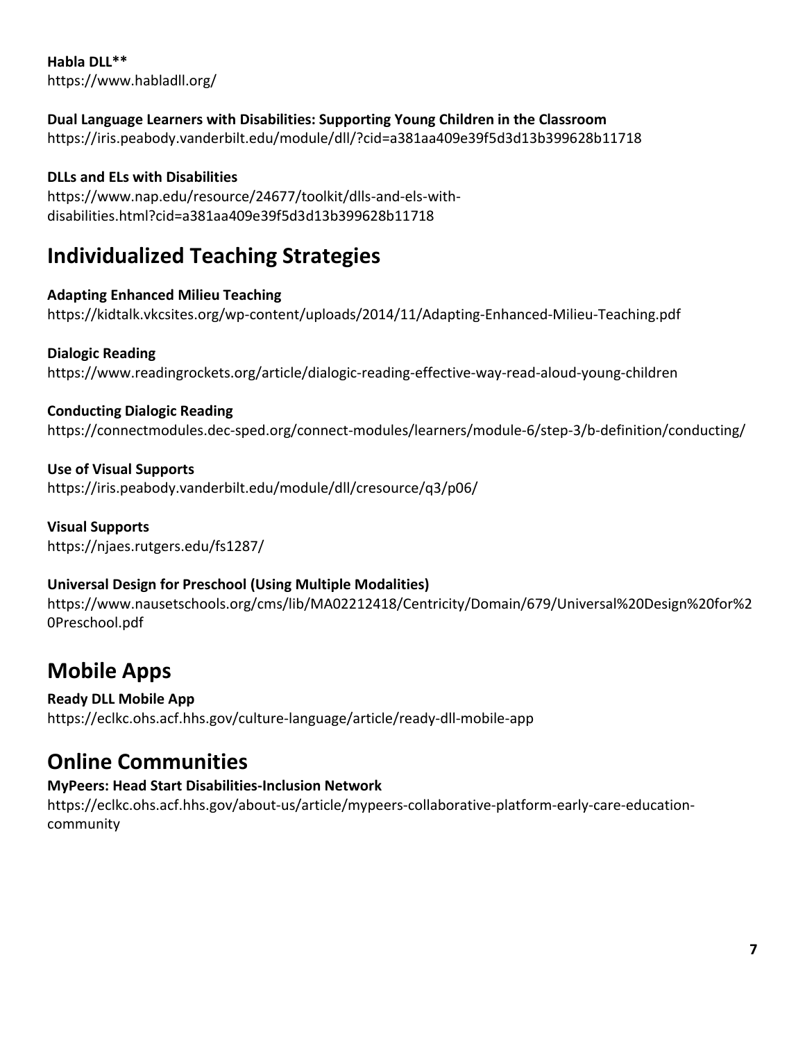**Habla DLL****
https://www.habladll.org/

**Dual Language Learners with Disabilities: Supporting Young Children in the Classroom**
https://iris.peabody.vanderbilt.edu/module/dll/?cid=a381aa409e39f5d3d13b399628b11718

**DLLs and ELs with Disabilities**
https://www.nap.edu/resource/24677/toolkit/dlls-and-els-with-disabilities.html?cid=a381aa409e39f5d3d13b399628b11718

## Individualized Teaching Strategies

**Adapting Enhanced Milieu Teaching**
https://kidtalk.vkcsites.org/wp-content/uploads/2014/11/Adapting-Enhanced-Milieu-Teaching.pdf

**Dialogic Reading**
https://www.readingrockets.org/article/dialogic-reading-effective-way-read-aloud-young-children

**Conducting Dialogic Reading**
https://connectmodules.dec-sped.org/connect-modules/learners/module-6/step-3/b-definition/conducting/

**Use of Visual Supports**
https://iris.peabody.vanderbilt.edu/module/dll/cresource/q3/p06/

**Visual Supports**
https://njaes.rutgers.edu/fs1287/

**Universal Design for Preschool (Using Multiple Modalities)**
https://www.nausetschools.org/cms/lib/MA02212418/Centricity/Domain/679/Universal%20Design%20for%20Preschool.pdf

## Mobile Apps

**Ready DLL Mobile App**
https://eclkc.ohs.acf.hhs.gov/culture-language/article/ready-dll-mobile-app

## Online Communities

**MyPeers: Head Start Disabilities-Inclusion Network**
https://eclkc.ohs.acf.hhs.gov/about-us/article/mypeers-collaborative-platform-early-care-education-community